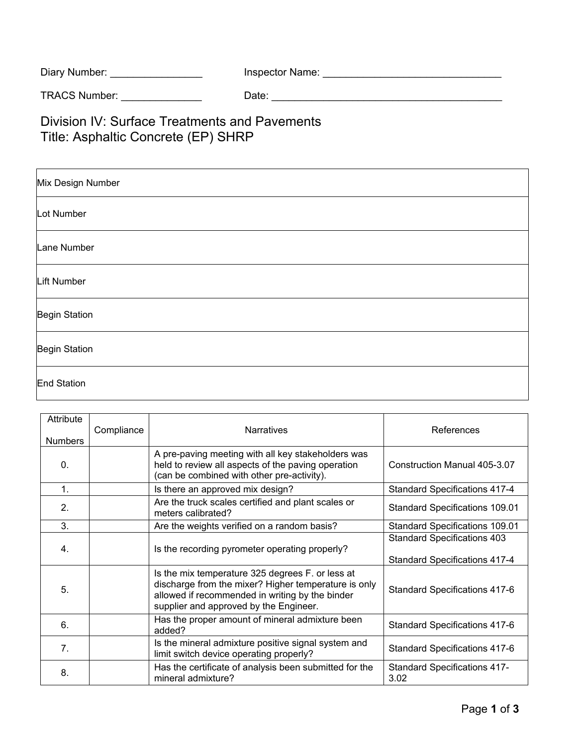Diary Number: ________________ Inspector Name: ________________________________

TRACS Number: ______________ Date: __________________________________________

# Division IV: Surface Treatments and Pavements
# Title: Asphaltic Concrete (EP) SHRP

| |
|---|
| Mix Design Number |
| Lot Number |
| Lane Number |
| Lift Number |
| Begin Station |
| Begin Station |
| End Station |

| Attribute Numbers | Compliance | Narratives | References |
|---|---|---|---|
| 0. | | A pre-paving meeting with all key stakeholders was held to review all aspects of the paving operation (can be combined with other pre-activity). | Construction Manual 405-3.07 |
| 1. | | Is there an approved mix design? | Standard Specifications 417-4 |
| 2. | | Are the truck scales certified and plant scales or meters calibrated? | Standard Specifications 109.01 |
| 3. | | Are the weights verified on a random basis? | Standard Specifications 109.01 |
| 4. | | Is the recording pyrometer operating properly? | Standard Specifications 403<br><br>Standard Specifications 417-4 |
| 5. | | Is the mix temperature 325 degrees F. or less at discharge from the mixer? Higher temperature is only allowed if recommended in writing by the binder supplier and approved by the Engineer. | Standard Specifications 417-6 |
| 6. | | Has the proper amount of mineral admixture been added? | Standard Specifications 417-6 |
| 7. | | Is the mineral admixture positive signal system and limit switch device operating properly? | Standard Specifications 417-6 |
| 8. | | Has the certificate of analysis been submitted for the mineral admixture? | Standard Specifications 417-3.02 |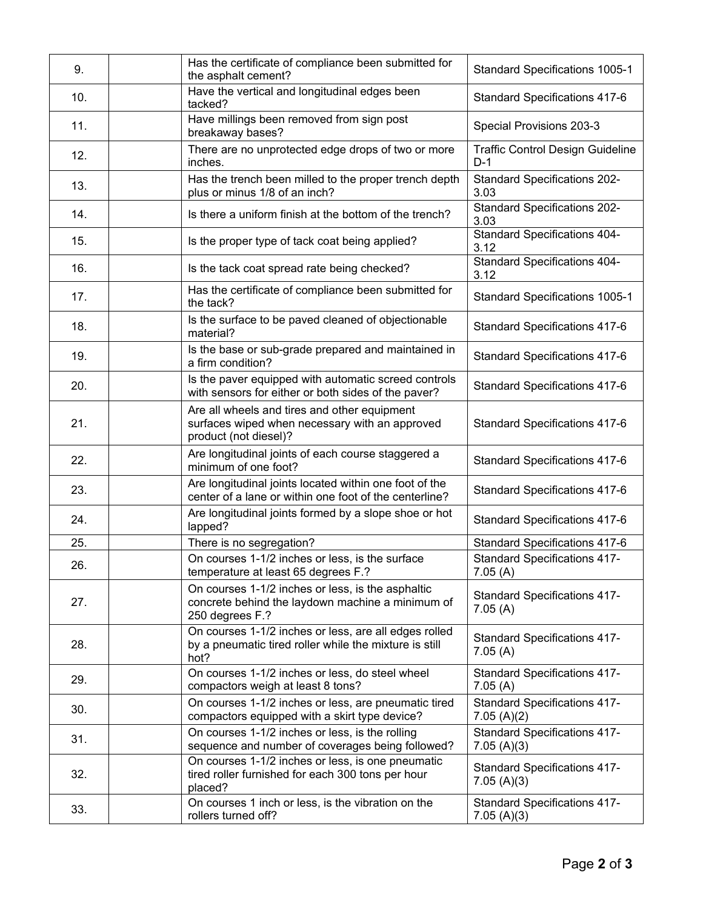| | | | |
|---|---|---|---|
| 9. | | Has the certificate of compliance been submitted for the asphalt cement? | Standard Specifications 1005-1 |
| 10. | | Have the vertical and longitudinal edges been tacked? | Standard Specifications 417-6 |
| 11. | | Have millings been removed from sign post breakaway bases? | Special Provisions 203-3 |
| 12. | | There are no unprotected edge drops of two or more inches. | Traffic Control Design Guideline D-1 |
| 13. | | Has the trench been milled to the proper trench depth plus or minus 1/8 of an inch? | Standard Specifications 202-3.03 |
| 14. | | Is there a uniform finish at the bottom of the trench? | Standard Specifications 202-3.03 |
| 15. | | Is the proper type of tack coat being applied? | Standard Specifications 404-3.12 |
| 16. | | Is the tack coat spread rate being checked? | Standard Specifications 404-3.12 |
| 17. | | Has the certificate of compliance been submitted for the tack? | Standard Specifications 1005-1 |
| 18. | | Is the surface to be paved cleaned of objectionable material? | Standard Specifications 417-6 |
| 19. | | Is the base or sub-grade prepared and maintained in a firm condition? | Standard Specifications 417-6 |
| 20. | | Is the paver equipped with automatic screed controls with sensors for either or both sides of the paver? | Standard Specifications 417-6 |
| 21. | | Are all wheels and tires and other equipment surfaces wiped when necessary with an approved product (not diesel)? | Standard Specifications 417-6 |
| 22. | | Are longitudinal joints of each course staggered a minimum of one foot? | Standard Specifications 417-6 |
| 23. | | Are longitudinal joints located within one foot of the center of a lane or within one foot of the centerline? | Standard Specifications 417-6 |
| 24. | | Are longitudinal joints formed by a slope shoe or hot lapped? | Standard Specifications 417-6 |
| 25. | | There is no segregation? | Standard Specifications 417-6 |
| 26. | | On courses 1-1/2 inches or less, is the surface temperature at least 65 degrees F.? | Standard Specifications 417-7.05 (A) |
| 27. | | On courses 1-1/2 inches or less, is the asphaltic concrete behind the laydown machine a minimum of 250 degrees F.? | Standard Specifications 417-7.05 (A) |
| 28. | | On courses 1-1/2 inches or less, are all edges rolled by a pneumatic tired roller while the mixture is still hot? | Standard Specifications 417-7.05 (A) |
| 29. | | On courses 1-1/2 inches or less, do steel wheel compactors weigh at least 8 tons? | Standard Specifications 417-7.05 (A) |
| 30. | | On courses 1-1/2 inches or less, are pneumatic tired compactors equipped with a skirt type device? | Standard Specifications 417-7.05 (A)(2) |
| 31. | | On courses 1-1/2 inches or less, is the rolling sequence and number of coverages being followed? | Standard Specifications 417-7.05 (A)(3) |
| 32. | | On courses 1-1/2 inches or less, is one pneumatic tired roller furnished for each 300 tons per hour placed? | Standard Specifications 417-7.05 (A)(3) |
| 33. | | On courses 1 inch or less, is the vibration on the rollers turned off? | Standard Specifications 417-7.05 (A)(3) |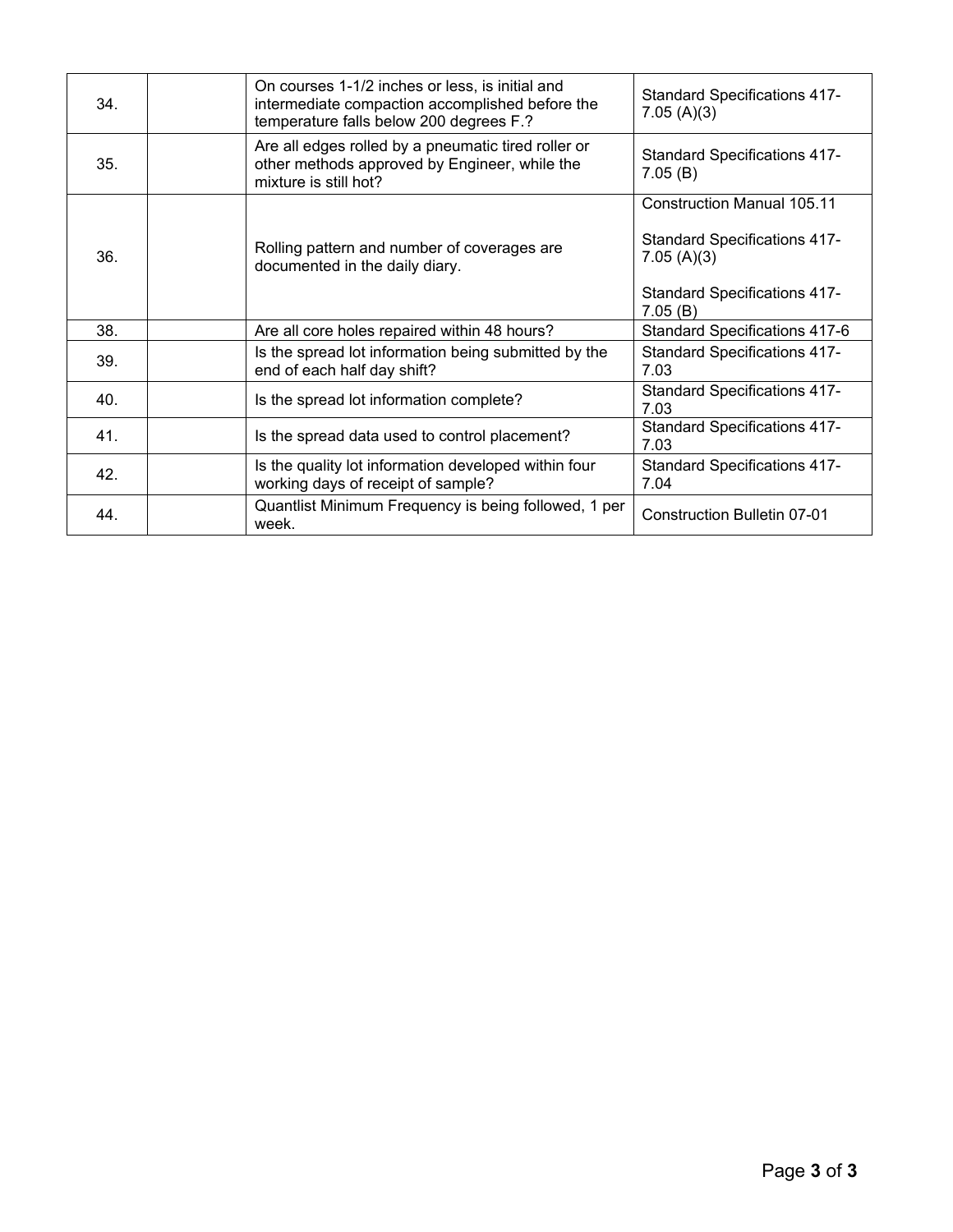| | | | |
|---|---|---|---|
| 34. | | On courses 1-1/2 inches or less, is initial and intermediate compaction accomplished before the temperature falls below 200 degrees F.? | Standard Specifications 417-7.05 (A)(3) |
| 35. | | Are all edges rolled by a pneumatic tired roller or other methods approved by Engineer, while the mixture is still hot? | Standard Specifications 417-7.05 (B) |
| 36. | | Rolling pattern and number of coverages are documented in the daily diary. | Construction Manual 105.11<br><br>Standard Specifications 417-7.05 (A)(3)<br><br>Standard Specifications 417-7.05 (B) |
| 38. | | Are all core holes repaired within 48 hours? | Standard Specifications 417-6 |
| 39. | | Is the spread lot information being submitted by the end of each half day shift? | Standard Specifications 417-7.03 |
| 40. | | Is the spread lot information complete? | Standard Specifications 417-7.03 |
| 41. | | Is the spread data used to control placement? | Standard Specifications 417-7.03 |
| 42. | | Is the quality lot information developed within four working days of receipt of sample? | Standard Specifications 417-7.04 |
| 44. | | Quantlist Minimum Frequency is being followed, 1 per week. | Construction Bulletin 07-01 |